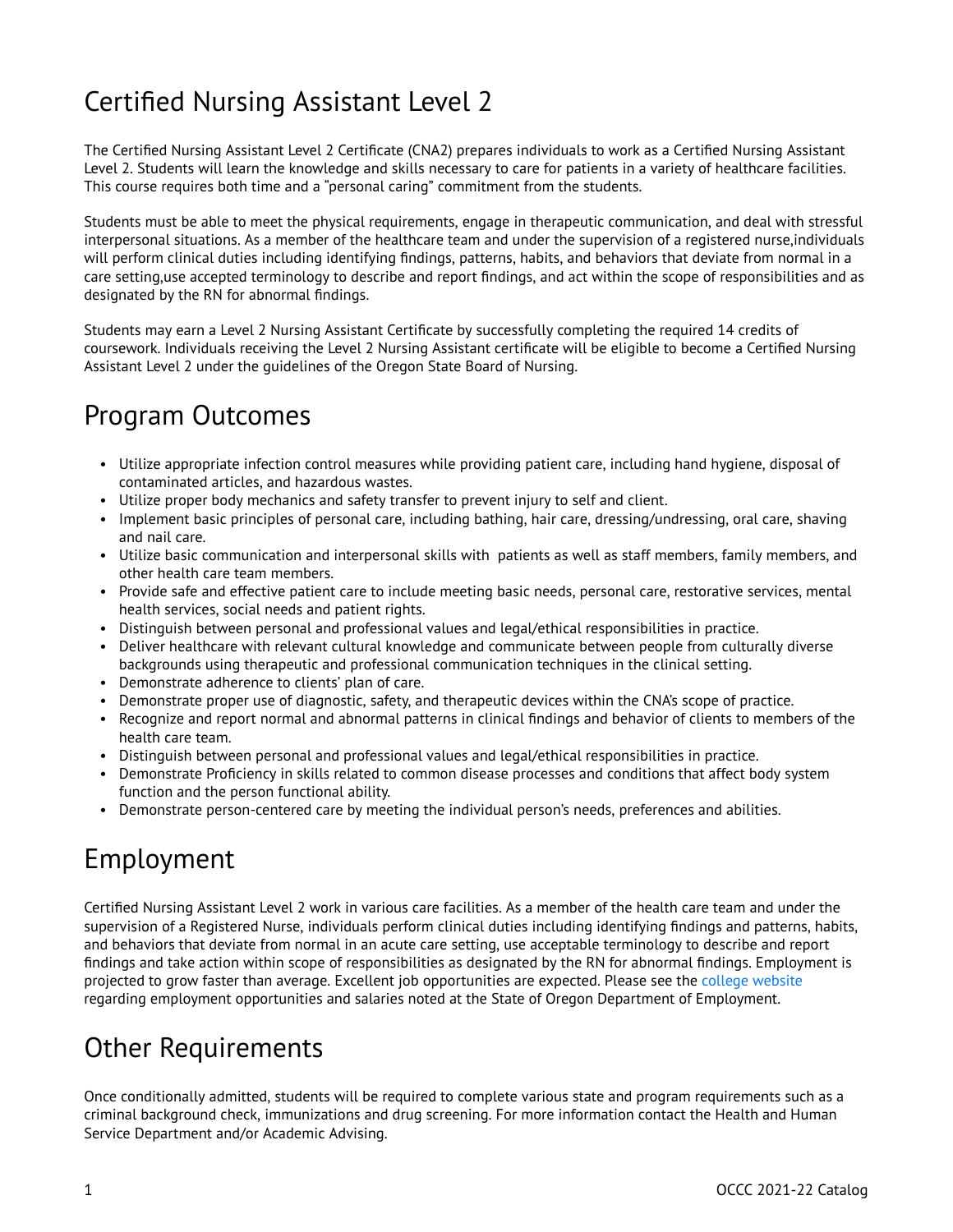# Certified Nursing Assistant Level 2

The Certified Nursing Assistant Level 2 Certificate (CNA2) prepares individuals to work as a Certified Nursing Assistant Level 2. Students will learn the knowledge and skills necessary to care for patients in a variety of healthcare facilities. This course requires both time and a "personal caring" commitment from the students.

Students must be able to meet the physical requirements, engage in therapeutic communication, and deal with stressful interpersonal situations. As a member of the healthcare team and under the supervision of a registered nurse,individuals will perform clinical duties including identifying findings, patterns, habits, and behaviors that deviate from normal in a care setting,use accepted terminology to describe and report findings, and act within the scope of responsibilities and as designated by the RN for abnormal findings.

Students may earn a Level 2 Nursing Assistant Certificate by successfully completing the required 14 credits of coursework. Individuals receiving the Level 2 Nursing Assistant certificate will be eligible to become a Certified Nursing Assistant Level 2 under the guidelines of the Oregon State Board of Nursing.

# Program Outcomes

- Utilize appropriate infection control measures while providing patient care, including hand hygiene, disposal of contaminated articles, and hazardous wastes.
- Utilize proper body mechanics and safety transfer to prevent injury to self and client.
- Implement basic principles of personal care, including bathing, hair care, dressing/undressing, oral care, shaving and nail care.
- Utilize basic communication and interpersonal skills with patients as well as staff members, family members, and other health care team members.
- Provide safe and effective patient care to include meeting basic needs, personal care, restorative services, mental health services, social needs and patient rights.
- Distinguish between personal and professional values and legal/ethical responsibilities in practice.
- Deliver healthcare with relevant cultural knowledge and communicate between people from culturally diverse backgrounds using therapeutic and professional communication techniques in the clinical setting.
- Demonstrate adherence to clients' plan of care.
- Demonstrate proper use of diagnostic, safety, and therapeutic devices within the CNA's scope of practice.
- Recognize and report normal and abnormal patterns in clinical findings and behavior of clients to members of the health care team.
- Distinguish between personal and professional values and legal/ethical responsibilities in practice.
- Demonstrate Proficiency in skills related to common disease processes and conditions that affect body system function and the person functional ability.
- Demonstrate person-centered care by meeting the individual person's needs, preferences and abilities.

# Employment

Certified Nursing Assistant Level 2 work in various care facilities. As a member of the health care team and under the supervision of a Registered Nurse, individuals perform clinical duties including identifying findings and patterns, habits, and behaviors that deviate from normal in an acute care setting, use acceptable terminology to describe and report findings and take action within scope of responsibilities as designated by the RN for abnormal findings. Employment is projected to grow faster than average. Excellent job opportunities are expected. Please see the college website regarding employment opportunities and salaries noted at the State of Oregon Department of Employment.

# Other Requirements

Once conditionally admitted, students will be required to complete various state and program requirements such as a criminal background check, immunizations and drug screening. For more information contact the Health and Human Service Department and/or Academic Advising.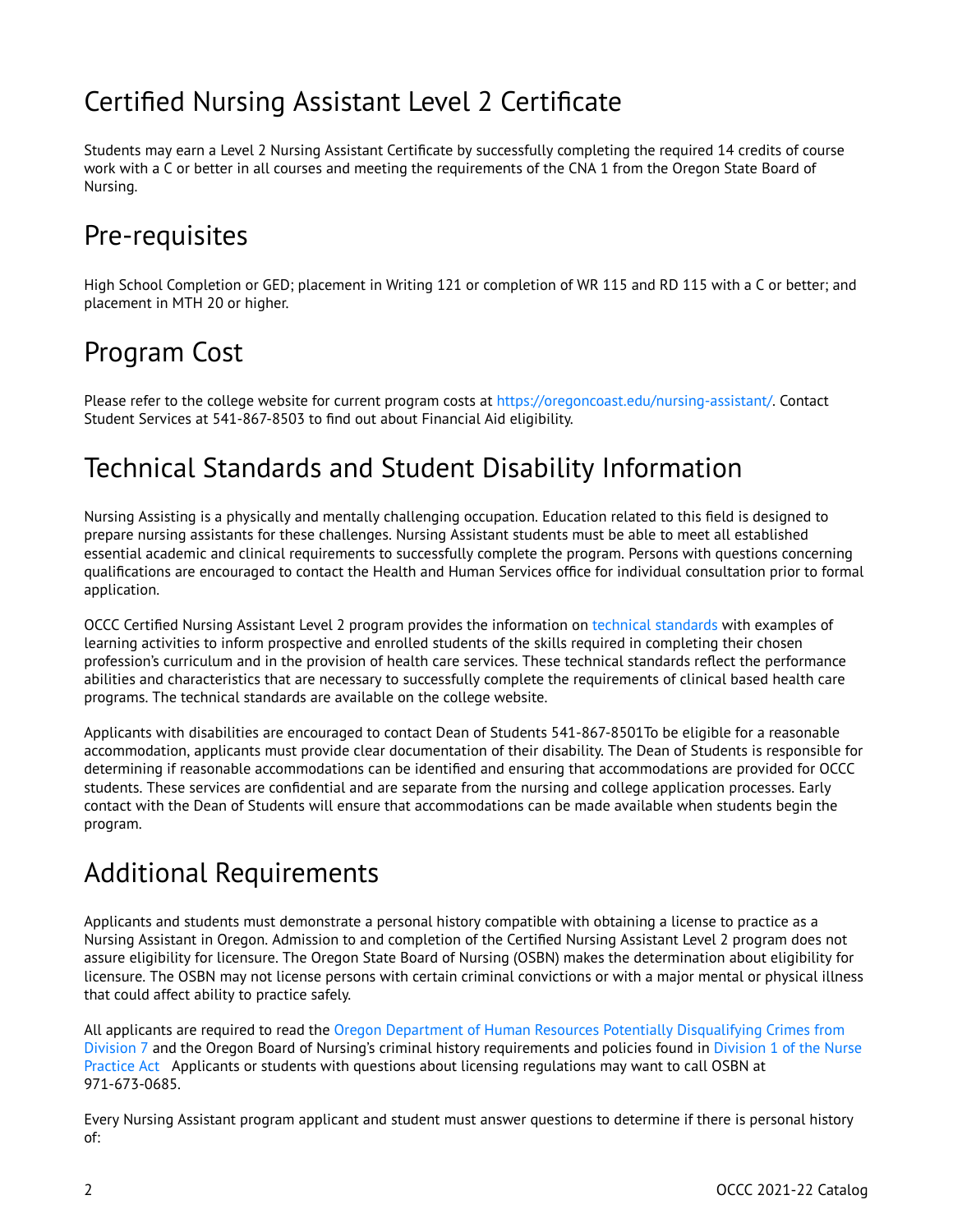# Certified Nursing Assistant Level 2 Certificate

Students may earn a Level 2 Nursing Assistant Certificate by successfully completing the required 14 credits of course work with a C or better in all courses and meeting the requirements of the CNA 1 from the Oregon State Board of Nursing.

# Pre-requisites

High School Completion or GED; placement in Writing 121 or completion of WR 115 and RD 115 with a C or better; and placement in MTH 20 or higher.

# Program Cost

Please refer to the college website for current program costs at https://oregoncoast.edu/nursing-assistant/. Contact Student Services at 541-867-8503 to find out about Financial Aid eligibility.

# Technical Standards and Student Disability Information

Nursing Assisting is a physically and mentally challenging occupation. Education related to this field is designed to prepare nursing assistants for these challenges. Nursing Assistant students must be able to meet all established essential academic and clinical requirements to successfully complete the program. Persons with questions concerning qualifications are encouraged to contact the Health and Human Services office for individual consultation prior to formal application.

OCCC Certified Nursing Assistant Level 2 program provides the information on technical standards with examples of learning activities to inform prospective and enrolled students of the skills required in completing their chosen profession's curriculum and in the provision of health care services. These technical standards reflect the performance abilities and characteristics that are necessary to successfully complete the requirements of clinical based health care programs. The technical standards are available on the college website.

Applicants with disabilities are encouraged to contact Dean of Students 541-867-8501To be eligible for a reasonable accommodation, applicants must provide clear documentation of their disability. The Dean of Students is responsible for determining if reasonable accommodations can be identified and ensuring that accommodations are provided for OCCC students. These services are confidential and are separate from the nursing and college application processes. Early contact with the Dean of Students will ensure that accommodations can be made available when students begin the program.

# Additional Requirements

Applicants and students must demonstrate a personal history compatible with obtaining a license to practice as a Nursing Assistant in Oregon. Admission to and completion of the Certified Nursing Assistant Level 2 program does not assure eligibility for licensure. The Oregon State Board of Nursing (OSBN) makes the determination about eligibility for licensure. The OSBN may not license persons with certain criminal convictions or with a major mental or physical illness that could affect ability to practice safely.

All applicants are required to read the Oregon Department of Human Resources Potentially Disqualifying Crimes from Division 7 and the Oregon Board of Nursing's criminal history requirements and policies found in Division 1 of the Nurse Practice Act  Applicants or students with questions about licensing regulations may want to call OSBN at 971-673-0685.

Every Nursing Assistant program applicant and student must answer questions to determine if there is personal history of: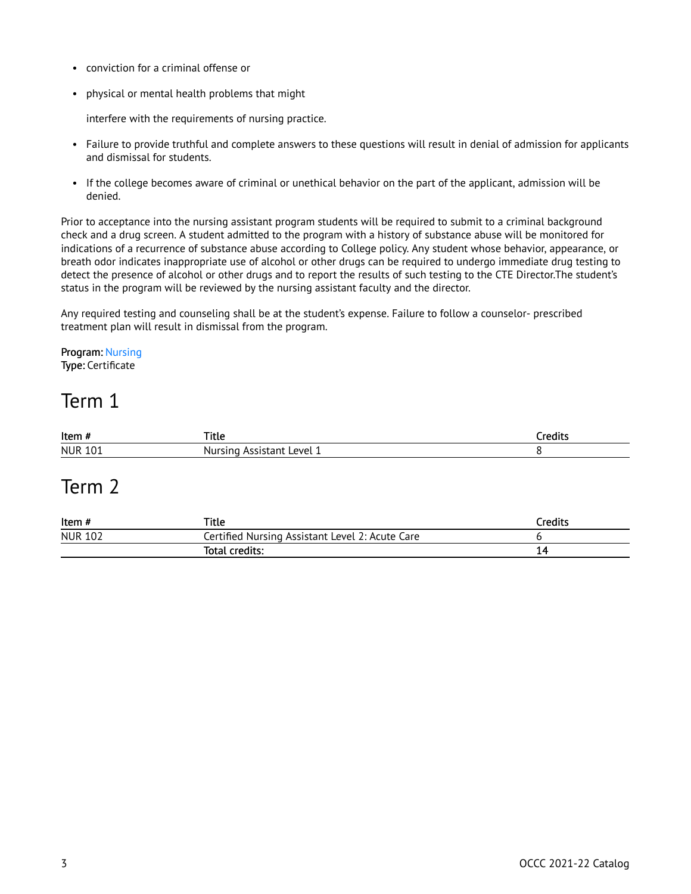- conviction for a criminal offense or
- physical or mental health problems that might

  interfere with the requirements of nursing practice.
- Failure to provide truthful and complete answers to these questions will result in denial of admission for applicants and dismissal for students.
- If the college becomes aware of criminal or unethical behavior on the part of the applicant, admission will be denied.

Prior to acceptance into the nursing assistant program students will be required to submit to a criminal background check and a drug screen. A student admitted to the program with a history of substance abuse will be monitored for indications of a recurrence of substance abuse according to College policy. Any student whose behavior, appearance, or breath odor indicates inappropriate use of alcohol or other drugs can be required to undergo immediate drug testing to detect the presence of alcohol or other drugs and to report the results of such testing to the CTE Director.The student's status in the program will be reviewed by the nursing assistant faculty and the director.

Any required testing and counseling shall be at the student's expense. Failure to follow a counselor- prescribed treatment plan will result in dismissal from the program.

**Program:** Nursing
**Type:** Certificate

# Term 1

| Item # | Title | Credits |
|---|---|---|
| NUR 101 | Nursing Assistant Level 1 | 8 |

# Term 2

| Item # | Title | Credits |
|---|---|---|
| NUR 102 | Certified Nursing Assistant Level 2: Acute Care | 6 |
| | **Total credits:** | **14** |